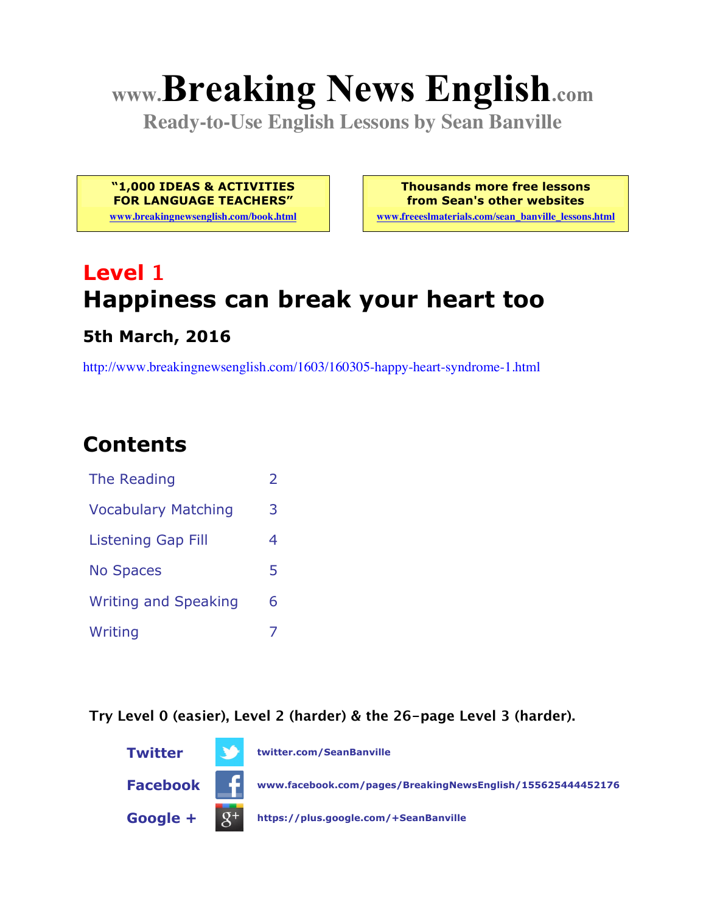# www.Breaking News English.com

**Ready-to-Use English Lessons by Sean Banville**

**"1,000 IDEAS & ACTIVITIES FOR LANGUAGE TEACHERS"**
www.breakingnewsenglish.com/book.html

**Thousands more free lessons from Sean's other websites**
www.freeeslmaterials.com/sean_banville_lessons.html

## Level 1

## Happiness can break your heart too

### 5th March, 2016

http://www.breakingnewsenglish.com/1603/160305-happy-heart-syndrome-1.html

## Contents

| | |
|---|---|
| The Reading | 2 |
| Vocabulary Matching | 3 |
| Listening Gap Fill | 4 |
| No Spaces | 5 |
| Writing and Speaking | 6 |
| Writing | 7 |

**Try Level 0 (easier), Level 2 (harder) & the 26-page Level 3 (harder).**

**Twitter** twitter.com/SeanBanville

**Facebook** www.facebook.com/pages/BreakingNewsEnglish/155625444452176

**Google +** https://plus.google.com/+SeanBanville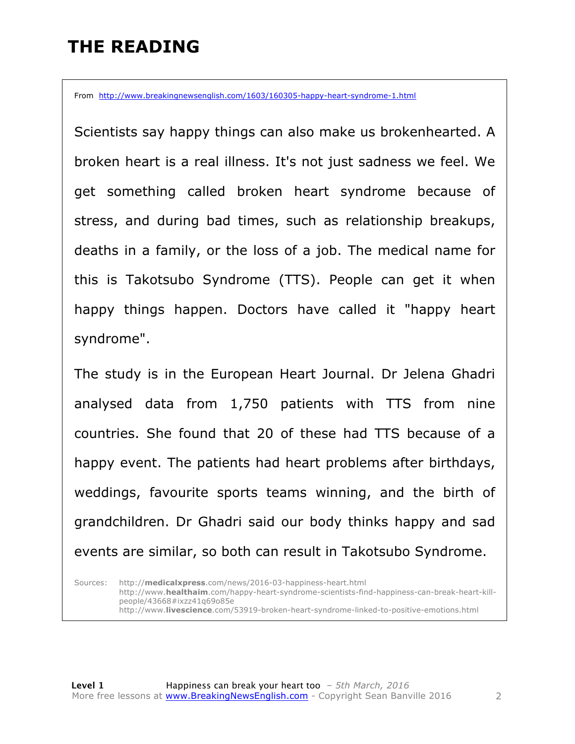# THE READING

From http://www.breakingnewsenglish.com/1603/160305-happy-heart-syndrome-1.html

Scientists say happy things can also make us brokenhearted. A broken heart is a real illness. It's not just sadness we feel. We get something called broken heart syndrome because of stress, and during bad times, such as relationship breakups, deaths in a family, or the loss of a job. The medical name for this is Takotsubo Syndrome (TTS). People can get it when happy things happen. Doctors have called it "happy heart syndrome".

The study is in the European Heart Journal. Dr Jelena Ghadri analysed data from 1,750 patients with TTS from nine countries. She found that 20 of these had TTS because of a happy event. The patients had heart problems after birthdays, weddings, favourite sports teams winning, and the birth of grandchildren. Dr Ghadri said our body thinks happy and sad events are similar, so both can result in Takotsubo Syndrome.

Sources:
http://**medicalxpress**.com/news/2016-03-happiness-heart.html
http://www.**healthaim**.com/happy-heart-syndrome-scientists-find-happiness-can-break-heart-kill-people/43668#ixzz41q69o85e
http://www.**livescience**.com/53919-broken-heart-syndrome-linked-to-positive-emotions.html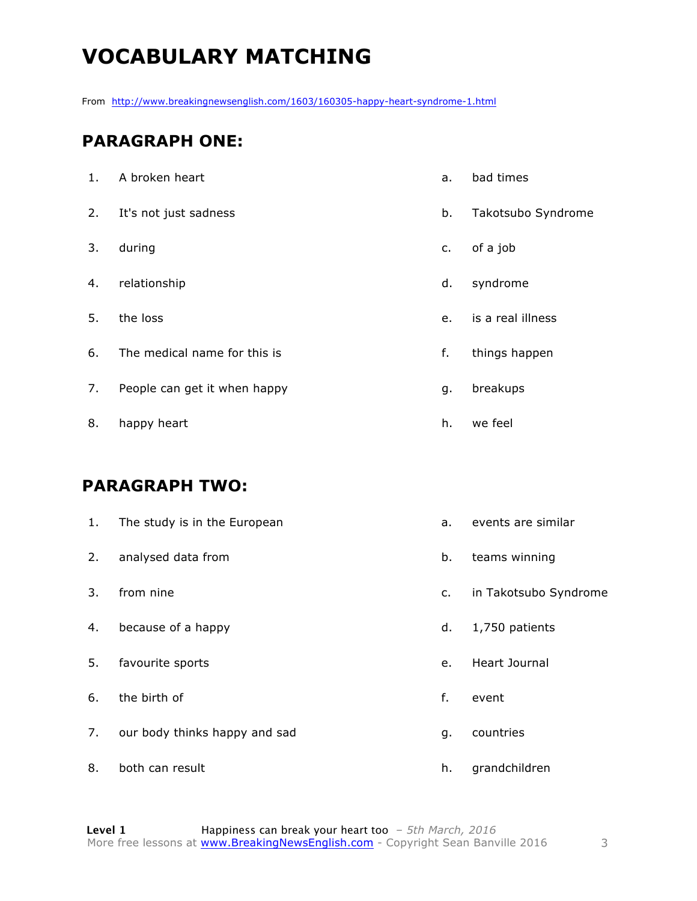# VOCABULARY MATCHING

From http://www.breakingnewsenglish.com/1603/160305-happy-heart-syndrome-1.html

## PARAGRAPH ONE:

| | | | |
|---|---|---|---|
| 1. | A broken heart | a. | bad times |
| 2. | It's not just sadness | b. | Takotsubo Syndrome |
| 3. | during | c. | of a job |
| 4. | relationship | d. | syndrome |
| 5. | the loss | e. | is a real illness |
| 6. | The medical name for this is | f. | things happen |
| 7. | People can get it when happy | g. | breakups |
| 8. | happy heart | h. | we feel |

## PARAGRAPH TWO:

| | | | |
|---|---|---|---|
| 1. | The study is in the European | a. | events are similar |
| 2. | analysed data from | b. | teams winning |
| 3. | from nine | c. | in Takotsubo Syndrome |
| 4. | because of a happy | d. | 1,750 patients |
| 5. | favourite sports | e. | Heart Journal |
| 6. | the birth of | f. | event |
| 7. | our body thinks happy and sad | g. | countries |
| 8. | both can result | h. | grandchildren |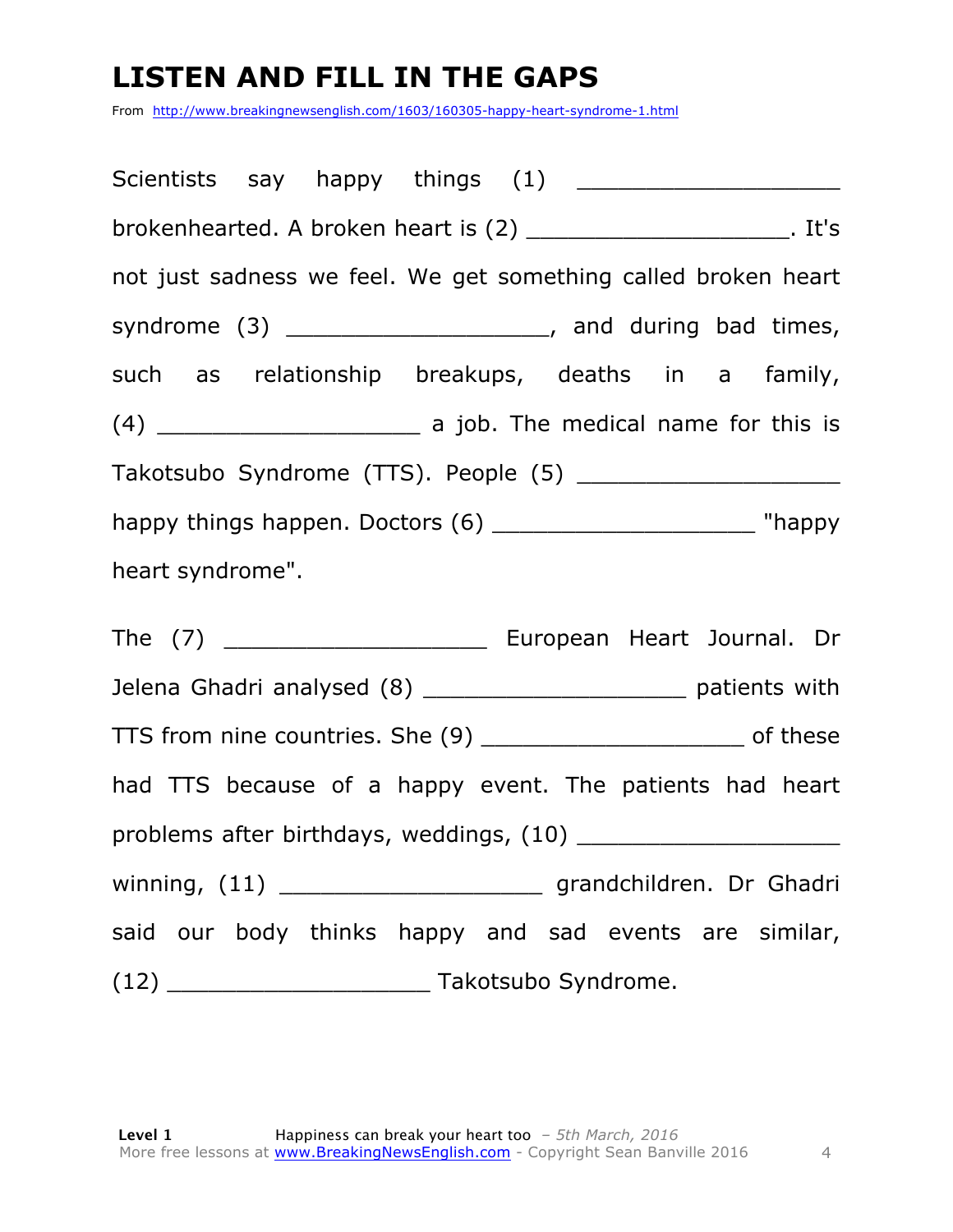# LISTEN AND FILL IN THE GAPS

From http://www.breakingnewsenglish.com/1603/160305-happy-heart-syndrome-1.html

Scientists say happy things (1) ___________________ brokenhearted. A broken heart is (2) ___________________. It's not just sadness we feel. We get something called broken heart syndrome (3) ___________________, and during bad times, such as relationship breakups, deaths in a family, (4) ___________________ a job. The medical name for this is Takotsubo Syndrome (TTS). People (5) ___________________ happy things happen. Doctors (6) ___________________ "happy heart syndrome".

The (7) ___________________ European Heart Journal. Dr Jelena Ghadri analysed (8) ___________________ patients with TTS from nine countries. She (9) ___________________ of these had TTS because of a happy event. The patients had heart problems after birthdays, weddings, (10) ___________________ winning, (11) ___________________ grandchildren. Dr Ghadri said our body thinks happy and sad events are similar, (12) ___________________ Takotsubo Syndrome.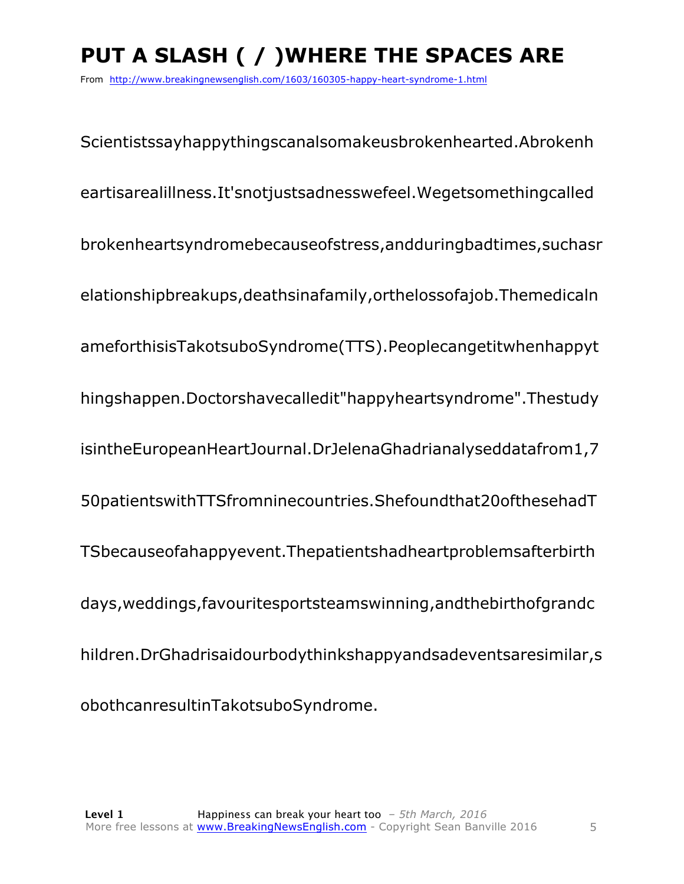# PUT A SLASH ( / )WHERE THE SPACES ARE

From http://www.breakingnewsenglish.com/1603/160305-happy-heart-syndrome-1.html

Scientistssayhappythingscanalsomakeusbrokenhearted.Abrokenh

eartisarealillness.It'snotjustsadnesswefeel.Wegetsomethingcalled

brokenheartsyndromebecauseofstress,andduringbadtimes,suchasr

elationshipbreakups,deathsinafamily,orthelossofajob.Themedicaln

ameforthisisTakotsuboSyndrome(TTS).Peoplecangetitwhenhappyt

hingshappen.Doctorshavecalledit"happyheartsyndrome".Thestudy

isintheEuropeanHeartJournal.DrJelenaGhadrianalyseddatafrom1,7

50patientswithTTSfromninecountries.Shefoundthat20ofthesehadT

TSbecauseofahappyevent.Thepatientshadheartproblemsafterbirth

days,weddings,favouritesportsteamswinning,andthebirthofgrandc

hildren.DrGhadrisaidourbodythinkshappyandsadeventsaresimilar,s

obothcanresultinTakotsuboSyndrome.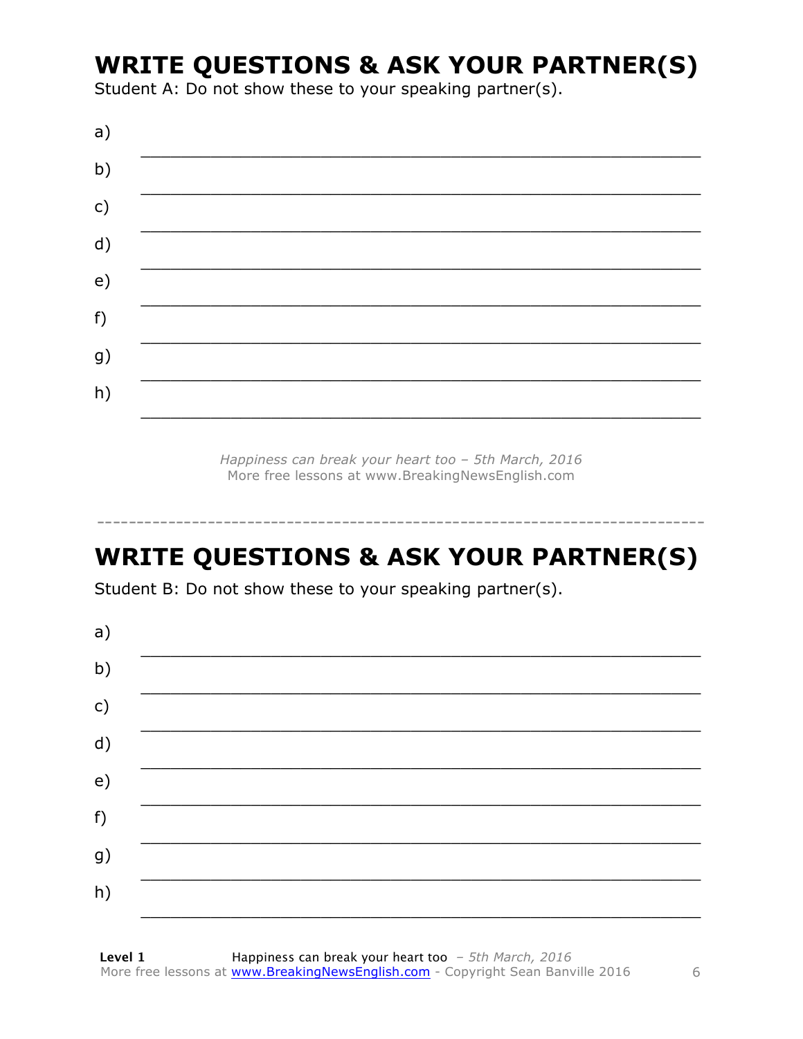# WRITE QUESTIONS & ASK YOUR PARTNER(S)

Student A: Do not show these to your speaking partner(s).

a) ___________________________________________________________

b) ___________________________________________________________

c) ___________________________________________________________

d) ___________________________________________________________

e) ___________________________________________________________

f) ___________________________________________________________

g) ___________________________________________________________

h) ___________________________________________________________

*Happiness can break your heart too – 5th March, 2016*
More free lessons at www.BreakingNewsEnglish.com

-----------------------------------------------------------------------------

# WRITE QUESTIONS & ASK YOUR PARTNER(S)

Student B: Do not show these to your speaking partner(s).

a) ___________________________________________________________

b) ___________________________________________________________

c) ___________________________________________________________

d) ___________________________________________________________

e) ___________________________________________________________

f) ___________________________________________________________

g) ___________________________________________________________

h) ___________________________________________________________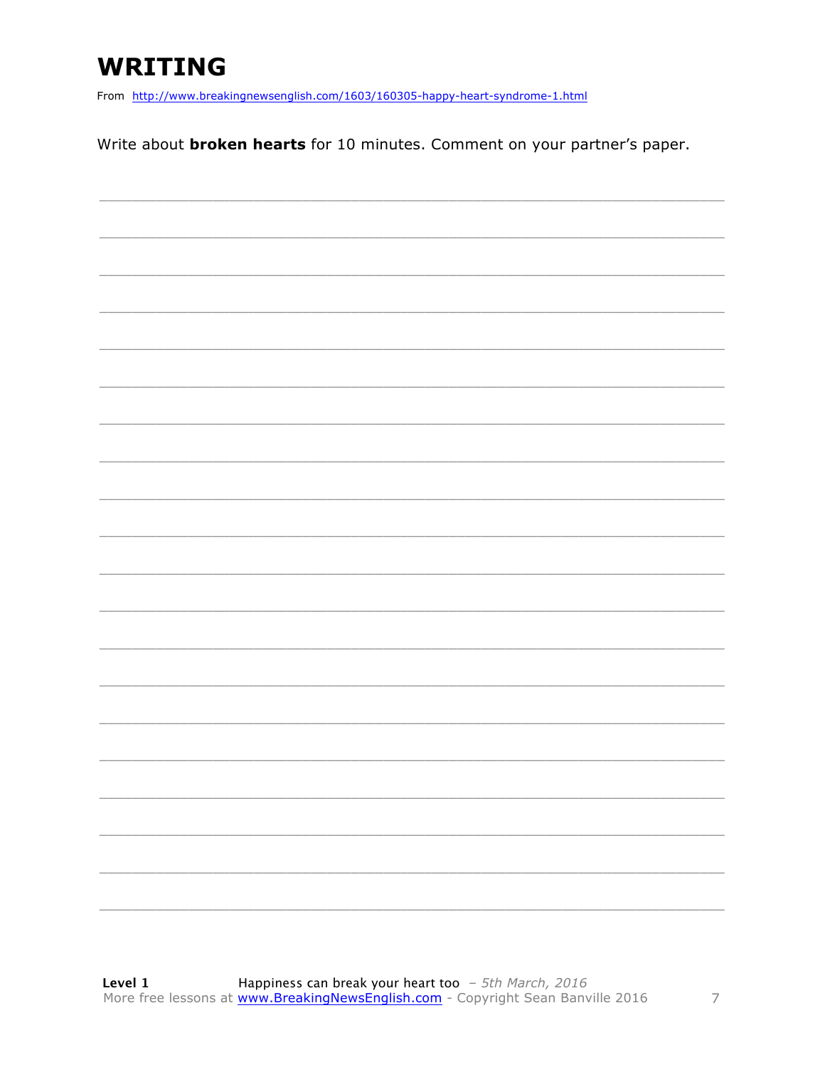# WRITING

From http://www.breakingnewsenglish.com/1603/160305-happy-heart-syndrome-1.html

Write about **broken hearts** for 10 minutes. Comment on your partner's paper.